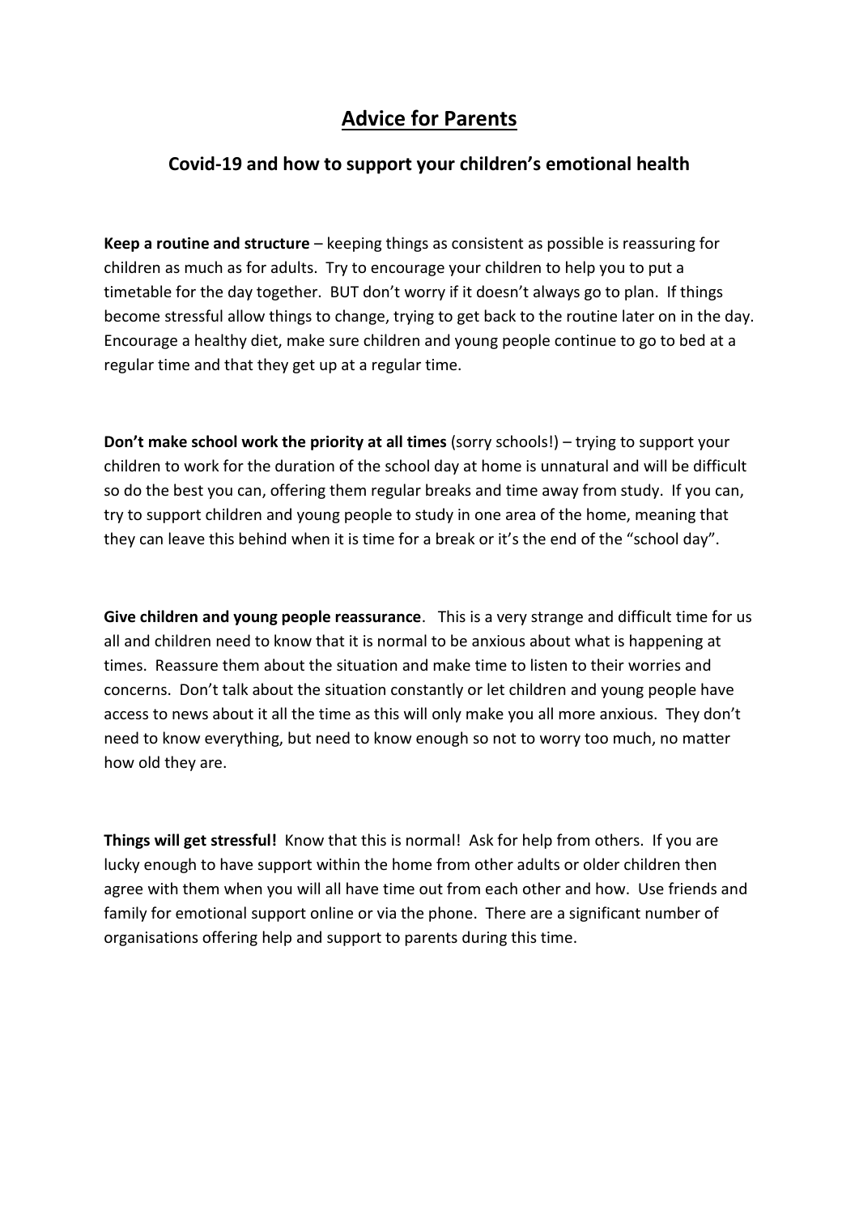# Advice for Parents

## Covid-19 and how to support your children's emotional health

**Keep a routine and structure** – keeping things as consistent as possible is reassuring for children as much as for adults. Try to encourage your children to help you to put a timetable for the day together. BUT don't worry if it doesn't always go to plan. If things become stressful allow things to change, trying to get back to the routine later on in the day. Encourage a healthy diet, make sure children and young people continue to go to bed at a regular time and that they get up at a regular time.

**Don't make school work the priority at all times** (sorry schools!) – trying to support your children to work for the duration of the school day at home is unnatural and will be difficult so do the best you can, offering them regular breaks and time away from study. If you can, try to support children and young people to study in one area of the home, meaning that they can leave this behind when it is time for a break or it's the end of the "school day".

**Give children and young people reassurance**. This is a very strange and difficult time for us all and children need to know that it is normal to be anxious about what is happening at times. Reassure them about the situation and make time to listen to their worries and concerns. Don't talk about the situation constantly or let children and young people have access to news about it all the time as this will only make you all more anxious. They don't need to know everything, but need to know enough so not to worry too much, no matter how old they are.

**Things will get stressful!** Know that this is normal! Ask for help from others. If you are lucky enough to have support within the home from other adults or older children then agree with them when you will all have time out from each other and how. Use friends and family for emotional support online or via the phone. There are a significant number of organisations offering help and support to parents during this time.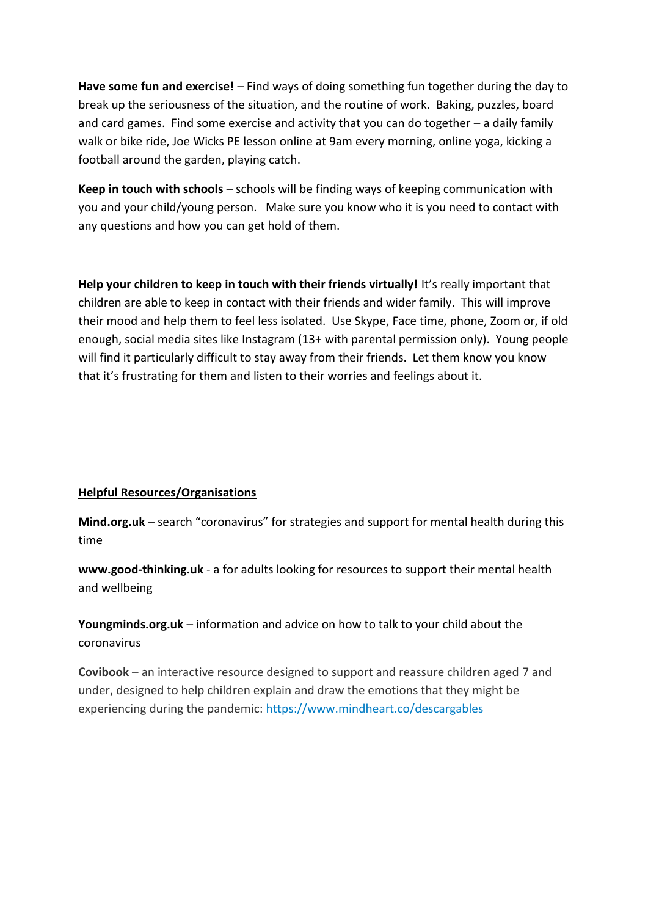**Have some fun and exercise!** – Find ways of doing something fun together during the day to break up the seriousness of the situation, and the routine of work. Baking, puzzles, board and card games. Find some exercise and activity that you can do together – a daily family walk or bike ride, Joe Wicks PE lesson online at 9am every morning, online yoga, kicking a football around the garden, playing catch.

**Keep in touch with schools** – schools will be finding ways of keeping communication with you and your child/young person. Make sure you know who it is you need to contact with any questions and how you can get hold of them.

**Help your children to keep in touch with their friends virtually!** It's really important that children are able to keep in contact with their friends and wider family. This will improve their mood and help them to feel less isolated. Use Skype, Face time, phone, Zoom or, if old enough, social media sites like Instagram (13+ with parental permission only). Young people will find it particularly difficult to stay away from their friends. Let them know you know that it's frustrating for them and listen to their worries and feelings about it.

## Helpful Resources/Organisations

**Mind.org.uk** – search "coronavirus" for strategies and support for mental health during this time

**www.good-thinking.uk** - a for adults looking for resources to support their mental health and wellbeing

**Youngminds.org.uk** – information and advice on how to talk to your child about the coronavirus

**Covibook** – an interactive resource designed to support and reassure children aged 7 and under, designed to help children explain and draw the emotions that they might be experiencing during the pandemic: https://www.mindheart.co/descargables